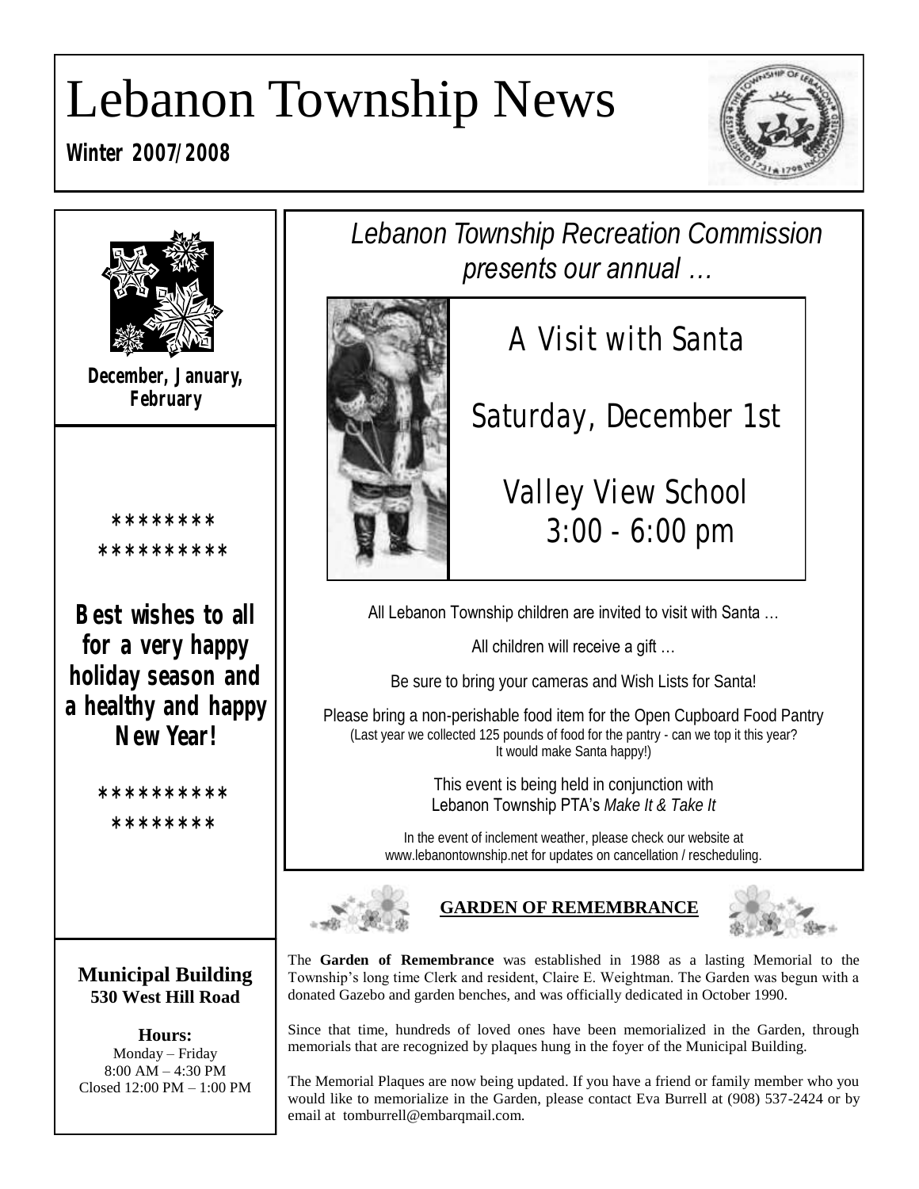# Lebanon Township News

**Winter 2007/2008**

**December, January, February**

********
**********

**Best wishes to all for a very happy holiday season and a healthy and happy New Year!**

**********
********

**Municipal Building**
**530 West Hill Road**

**Hours:**
Monday – Friday
8:00 AM – 4:30 PM
Closed 12:00 PM – 1:00 PM

*Lebanon Township Recreation Commission presents our annual …*

## A Visit with Santa

## Saturday, December 1st

## Valley View School 3:00 - 6:00 pm

All Lebanon Township children are invited to visit with Santa …

All children will receive a gift …

Be sure to bring your cameras and Wish Lists for Santa!

Please bring a non-perishable food item for the Open Cupboard Food Pantry
(Last year we collected 125 pounds of food for the pantry - can we top it this year? It would make Santa happy!)

This event is being held in conjunction with Lebanon Township PTA's *Make It & Take It*

In the event of inclement weather, please check our website at www.lebanontownship.net for updates on cancellation / rescheduling.

## GARDEN OF REMEMBRANCE

The **Garden of Remembrance** was established in 1988 as a lasting Memorial to the Township's long time Clerk and resident, Claire E. Weightman. The Garden was begun with a donated Gazebo and garden benches, and was officially dedicated in October 1990.

Since that time, hundreds of loved ones have been memorialized in the Garden, through memorials that are recognized by plaques hung in the foyer of the Municipal Building.

The Memorial Plaques are now being updated. If you have a friend or family member who you would like to memorialize in the Garden, please contact Eva Burrell at (908) 537-2424 or by email at tomburrell@embarqmail.com.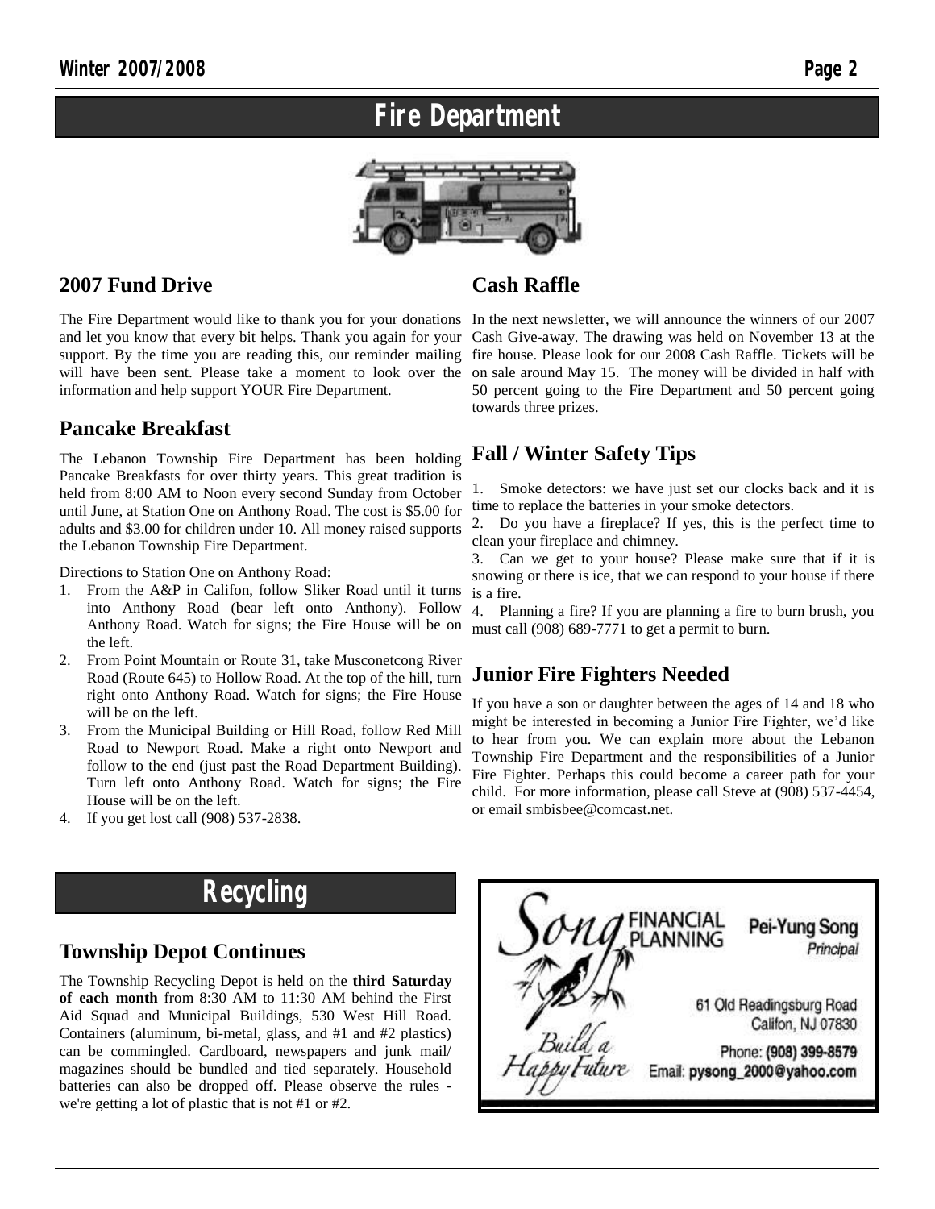# Fire Department

## 2007 Fund Drive

The Fire Department would like to thank you for your donations and let you know that every bit helps. Thank you again for your support. By the time you are reading this, our reminder mailing will have been sent. Please take a moment to look over the information and help support YOUR Fire Department.

## Pancake Breakfast

The Lebanon Township Fire Department has been holding Pancake Breakfasts for over thirty years. This great tradition is held from 8:00 AM to Noon every second Sunday from October until June, at Station One on Anthony Road. The cost is $5.00 for adults and $3.00 for children under 10. All money raised supports the Lebanon Township Fire Department.

Directions to Station One on Anthony Road:

1. From the A&P in Califon, follow Sliker Road until it turns into Anthony Road (bear left onto Anthony). Follow Anthony Road. Watch for signs; the Fire House will be on the left.
2. From Point Mountain or Route 31, take Musconetcong River Road (Route 645) to Hollow Road. At the top of the hill, turn right onto Anthony Road. Watch for signs; the Fire House will be on the left.
3. From the Municipal Building or Hill Road, follow Red Mill Road to Newport Road. Make a right onto Newport and follow to the end (just past the Road Department Building). Turn left onto Anthony Road. Watch for signs; the Fire House will be on the left.
4. If you get lost call (908) 537-2838.

## Cash Raffle

In the next newsletter, we will announce the winners of our 2007 Cash Give-away. The drawing was held on November 13 at the fire house. Please look for our 2008 Cash Raffle. Tickets will be on sale around May 15. The money will be divided in half with 50 percent going to the Fire Department and 50 percent going towards three prizes.

## Fall / Winter Safety Tips

1. Smoke detectors: we have just set our clocks back and it is time to replace the batteries in your smoke detectors.
2. Do you have a fireplace? If yes, this is the perfect time to clean your fireplace and chimney.
3. Can we get to your house? Please make sure that if it is snowing or there is ice, that we can respond to your house if there is a fire.
4. Planning a fire? If you are planning a fire to burn brush, you must call (908) 689-7771 to get a permit to burn.

## Junior Fire Fighters Needed

If you have a son or daughter between the ages of 14 and 18 who might be interested in becoming a Junior Fire Fighter, we'd like to hear from you. We can explain more about the Lebanon Township Fire Department and the responsibilities of a Junior Fire Fighter. Perhaps this could become a career path for your child. For more information, please call Steve at (908) 537-4454, or email smbisbee@comcast.net.

# Recycling

## Township Depot Continues

The Township Recycling Depot is held on the **third Saturday of each month** from 8:30 AM to 11:30 AM behind the First Aid Squad and Municipal Buildings, 530 West Hill Road. Containers (aluminum, bi-metal, glass, and #1 and #2 plastics) can be commingled. Cardboard, newspapers and junk mail/ magazines should be bundled and tied separately. Household batteries can also be dropped off. Please observe the rules - we're getting a lot of plastic that is not #1 or #2.

Song FINANCIAL PLANNING

*Build a Happy Future*

Pei-Yung Song
*Principal*

61 Old Readingsburg Road
Califon, NJ 07830

Phone: **(908) 399-8579**
Email: **pysong_2000@yahoo.com**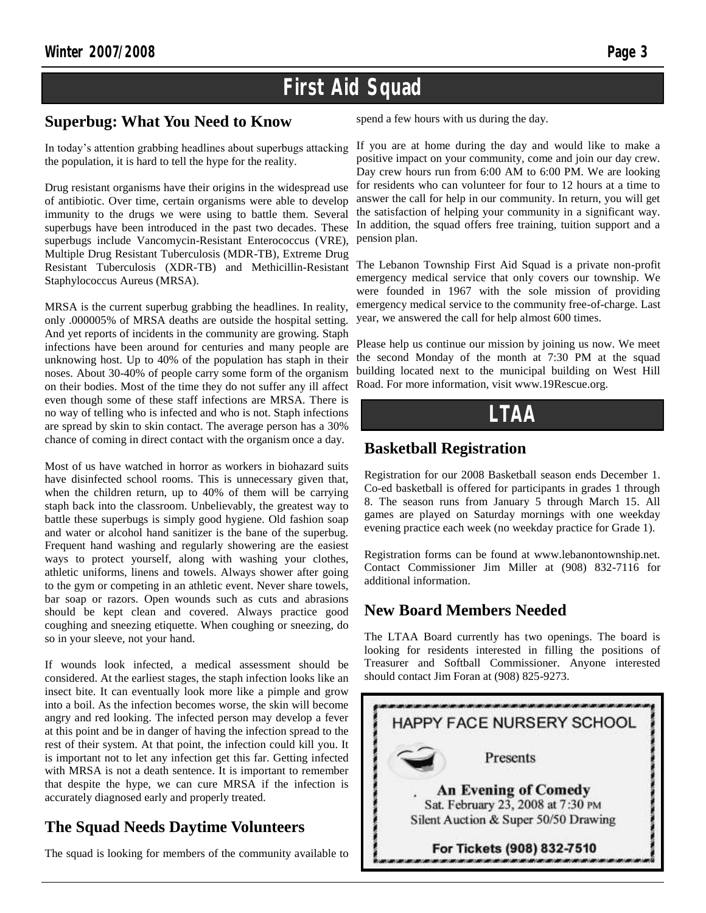# First Aid Squad

## Superbug: What You Need to Know

In today's attention grabbing headlines about superbugs attacking the population, it is hard to tell the hype for the reality.

Drug resistant organisms have their origins in the widespread use of antibiotic. Over time, certain organisms were able to develop immunity to the drugs we were using to battle them. Several superbugs have been introduced in the past two decades. These superbugs include Vancomycin-Resistant Enterococcus (VRE), Multiple Drug Resistant Tuberculosis (MDR-TB), Extreme Drug Resistant Tuberculosis (XDR-TB) and Methicillin-Resistant Staphylococcus Aureus (MRSA).

MRSA is the current superbug grabbing the headlines. In reality, only .000005% of MRSA deaths are outside the hospital setting. And yet reports of incidents in the community are growing. Staph infections have been around for centuries and many people are unknowing host. Up to 40% of the population has staph in their noses. About 30-40% of people carry some form of the organism on their bodies. Most of the time they do not suffer any ill affect even though some of these staff infections are MRSA. There is no way of telling who is infected and who is not. Staph infections are spread by skin to skin contact. The average person has a 30% chance of coming in direct contact with the organism once a day.

Most of us have watched in horror as workers in biohazard suits have disinfected school rooms. This is unnecessary given that, when the children return, up to 40% of them will be carrying staph back into the classroom. Unbelievably, the greatest way to battle these superbugs is simply good hygiene. Old fashion soap and water or alcohol hand sanitizer is the bane of the superbug. Frequent hand washing and regularly showering are the easiest ways to protect yourself, along with washing your clothes, athletic uniforms, linens and towels. Always shower after going to the gym or competing in an athletic event. Never share towels, bar soap or razors. Open wounds such as cuts and abrasions should be kept clean and covered. Always practice good coughing and sneezing etiquette. When coughing or sneezing, do so in your sleeve, not your hand.

If wounds look infected, a medical assessment should be considered. At the earliest stages, the staph infection looks like an insect bite. It can eventually look more like a pimple and grow into a boil. As the infection becomes worse, the skin will become angry and red looking. The infected person may develop a fever at this point and be in danger of having the infection spread to the rest of their system. At that point, the infection could kill you. It is important not to let any infection get this far. Getting infected with MRSA is not a death sentence. It is important to remember that despite the hype, we can cure MRSA if the infection is accurately diagnosed early and properly treated.

## The Squad Needs Daytime Volunteers

The squad is looking for members of the community available to spend a few hours with us during the day.

If you are at home during the day and would like to make a positive impact on your community, come and join our day crew. Day crew hours run from 6:00 AM to 6:00 PM. We are looking for residents who can volunteer for four to 12 hours at a time to answer the call for help in our community. In return, you will get the satisfaction of helping your community in a significant way. In addition, the squad offers free training, tuition support and a pension plan.

The Lebanon Township First Aid Squad is a private non-profit emergency medical service that only covers our township. We were founded in 1967 with the sole mission of providing emergency medical service to the community free-of-charge. Last year, we answered the call for help almost 600 times.

Please help us continue our mission by joining us now. We meet the second Monday of the month at 7:30 PM at the squad building located next to the municipal building on West Hill Road. For more information, visit www.19Rescue.org.

# LTAA

## Basketball Registration

Registration for our 2008 Basketball season ends December 1. Co-ed basketball is offered for participants in grades 1 through 8. The season runs from January 5 through March 15. All games are played on Saturday mornings with one weekday evening practice each week (no weekday practice for Grade 1).

Registration forms can be found at www.lebanontownship.net. Contact Commissioner Jim Miller at (908) 832-7116 for additional information.

## New Board Members Needed

The LTAA Board currently has two openings. The board is looking for residents interested in filling the positions of Treasurer and Softball Commissioner. Anyone interested should contact Jim Foran at (908) 825-9273.

HAPPY FACE NURSERY SCHOOL

Presents

**An Evening of Comedy**

Sat. February 23, 2008 at 7:30 PM

Silent Auction & Super 50/50 Drawing

**For Tickets (908) 832-7510**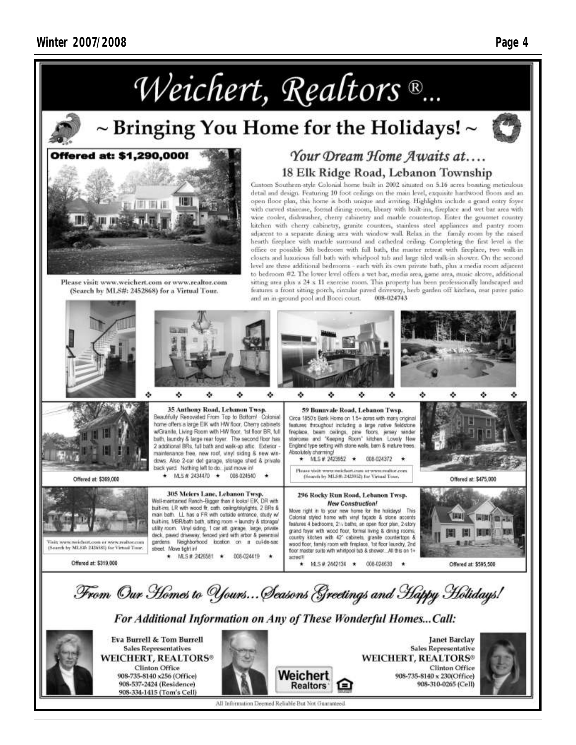# Weichert, Realtors®...

## ~ Bringing You Home for the Holidays! ~

**Offered at: $1,290,000!**

Please visit: www.weichert.com or www.realtor.com (Search by MLS#: 2452868) for a Virtual Tour.

### *Your Dream Home Awaits at....*

### 18 Elk Ridge Road, Lebanon Township

Custom Southern-style Colonial home built in 2002 situated on 5.16 acres boasting meticulous detail and design. Featuring 10 foot ceilings on the main level, exquisite hardwood floors and an open floor plan, this home is both unique and inviting. Highlights include a grand entry foyer with curved staircase, formal dining room, library with built-ins, fireplace and wet bar area with wine cooler, dishwasher, cherry cabinetry and marble countertop. Enter the gourmet country kitchen with cherry cabinetry, granite counters, stainless steel appliances and pantry room adjacent to a separate dining area with window wall. Relax in the family room by the raised hearth fireplace with marble surround and cathedral ceiling. Completing the first level is the office or possible 5th bedroom with full bath, the master retreat with fireplace, two walk-in closets and luxurious full bath with whirlpool tub and large tiled walk-in shower. On the second level are three additional bedrooms - each with its own private bath, plus a media room adjacent to bedroom #2. The lower level offers a wet bar, media area, game area, music alcove, additional sitting area plus a 24 x 11 exercise room. This property has been professionally landscaped and features a front sitting porch, circular paved driveway, herb garden off kitchen, rear paver patio and an in-ground pool and Bocci court. 008-024743

---

**35 Anthony Road, Lebanon Twsp.**

Beautifully Renovated From Top to Bottom! Colonial home offers a large EIK with HW floor, Cherry cabinets w/Granite, Living Room with HW floor, 1st floor BR, full bath, laundry & large rear foyer. The second floor has 2 additional BRs, full bath and walk-up attic. Exterior - maintenance free, new roof, vinyl siding & new windows. Also 2-car det garage, storage shed & private back yard. Nothing left to do...just move in!

★ MLS # 2434470 ★ 008-024540 ★

Offered at: $369,000

**59 Bunnvale Road, Lebanon Twsp.**

Circa 1850's Bank Home on 1.5+ acres with many original features throughout including a large native fieldstone fireplace, beam ceilings, pine floors, jersey winder staircase and "Keeping Room" kitchen. Lovely New England type setting with stone walls, barn & mature trees. Absolutely charming!

★ MLS # 2423952 ★ 008-024372 ★

Please visit: www.weichert.com or www.realtor.com (Search by MLS#: 2423952) for Virtual Tour.

Offered at: $475,000

**305 Meiers Lane, Lebanon Twsp.**

Well-maintained Ranch–Bigger than it looks! EIK, DR with built-ins, LR with wood flr, cath. ceiling/skylights, 2 BRs & main bath. LL has a FR with outside entrance, study w/ built-ins, MBR/bath bath, sitting room + laundry & storage/ utility room. Vinyl siding, 1 car att. garage, large, private deck, paved driveway, fenced yard with arbor & perennial gardens. Neighborhood location on a cul-de-sac street. Move right in!

★ MLS # 2426581 ★ 008-024419 ★

Visit: www.weichert.com or www.realtor.com (Search by MLS#: 2426581) for Virtual Tour.

Offered at: $319,000

**296 Rocky Run Road, Lebanon Twsp.**

***New Construction!***

Move right in to your new home for the holidays! This Colonial styled home with vinyl façade & stone accents features 4 bedrooms, 2½ baths, an open floor plan, 2-story grand foyer with wood floor, formal living & dining rooms, country kitchen with 42" cabinets, granite countertops & wood floor, family room with fireplace, 1st floor laundry, 2nd floor master suite with whirlpool tub & shower...All this on 1+ acres!!!

★ MLS # 2442134 ★ 008-024630 ★

Offered at: $595,500

---

*From Our Homes to Yours... Seasons Greetings and Happy Holidays!*

***For Additional Information on Any of These Wonderful Homes...Call:***

**Eva Burrell & Tom Burrell**
Sales Representatives
**WEICHERT, REALTORS®**
Clinton Office
908-735-8140 x256 (Office)
908-537-2424 (Residence)
908-334-1415 (Tom's Cell)

**Janet Barclay**
Sales Representative
**WEICHERT, REALTORS®**
Clinton Office
908-735-8140 x 230(Office)
908-310-0265 (Cell)

Weichert Realtors

All Information Deemed Reliable But Not Guaranteed.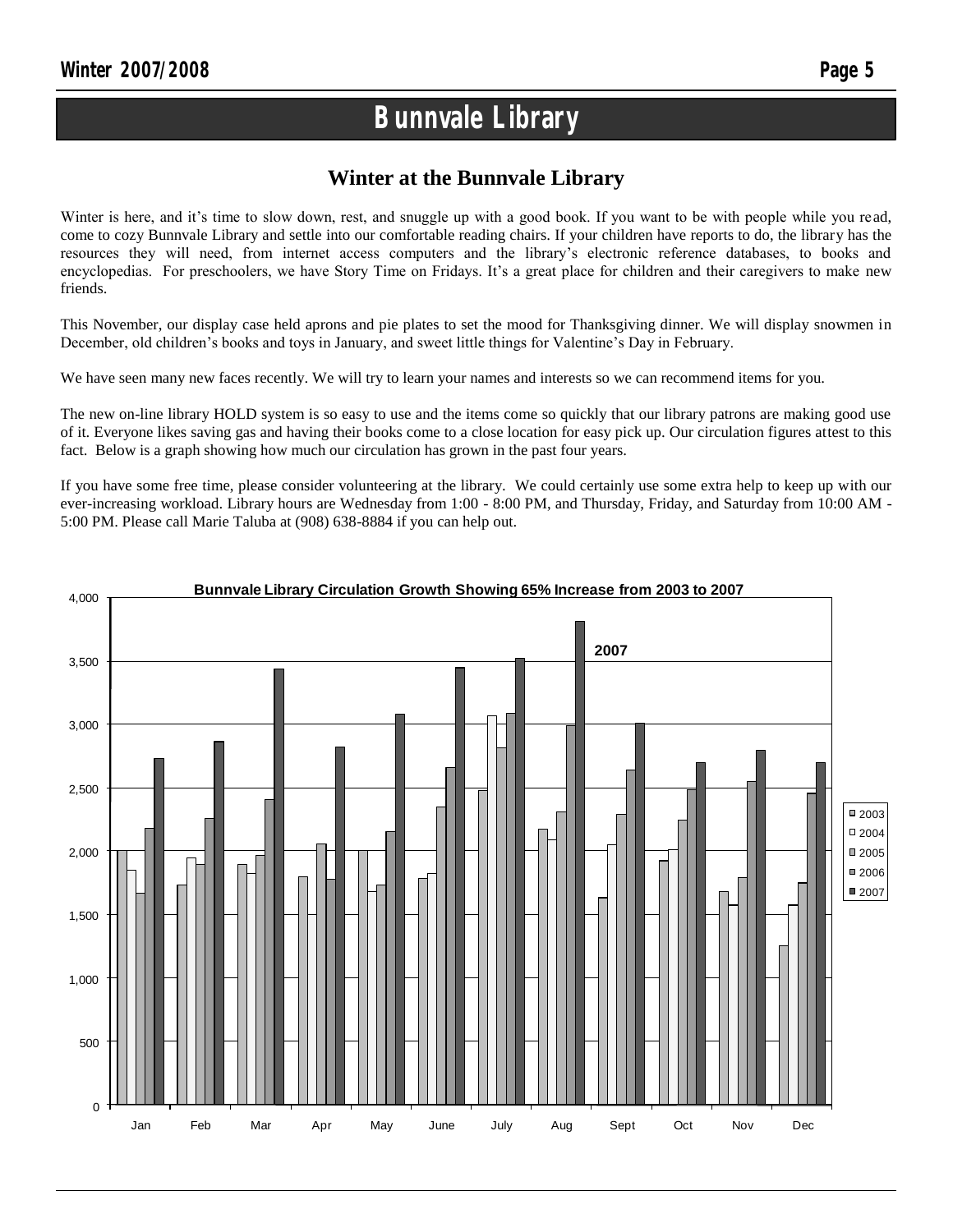# Bunnvale Library

## Winter at the Bunnvale Library

Winter is here, and it's time to slow down, rest, and snuggle up with a good book. If you want to be with people while you read, come to cozy Bunnvale Library and settle into our comfortable reading chairs. If your children have reports to do, the library has the resources they will need, from internet access computers and the library's electronic reference databases, to books and encyclopedias. For preschoolers, we have Story Time on Fridays. It's a great place for children and their caregivers to make new friends.

This November, our display case held aprons and pie plates to set the mood for Thanksgiving dinner. We will display snowmen in December, old children's books and toys in January, and sweet little things for Valentine's Day in February.

We have seen many new faces recently. We will try to learn your names and interests so we can recommend items for you.

The new on-line library HOLD system is so easy to use and the items come so quickly that our library patrons are making good use of it. Everyone likes saving gas and having their books come to a close location for easy pick up. Our circulation figures attest to this fact. Below is a graph showing how much our circulation has grown in the past four years.

If you have some free time, please consider volunteering at the library. We could certainly use some extra help to keep up with our ever-increasing workload. Library hours are Wednesday from 1:00 - 8:00 PM, and Thursday, Friday, and Saturday from 10:00 AM - 5:00 PM. Please call Marie Taluba at (908) 638-8884 if you can help out.

**Bunnvale Library Circulation Growth Showing 65% Increase from 2003 to 2007**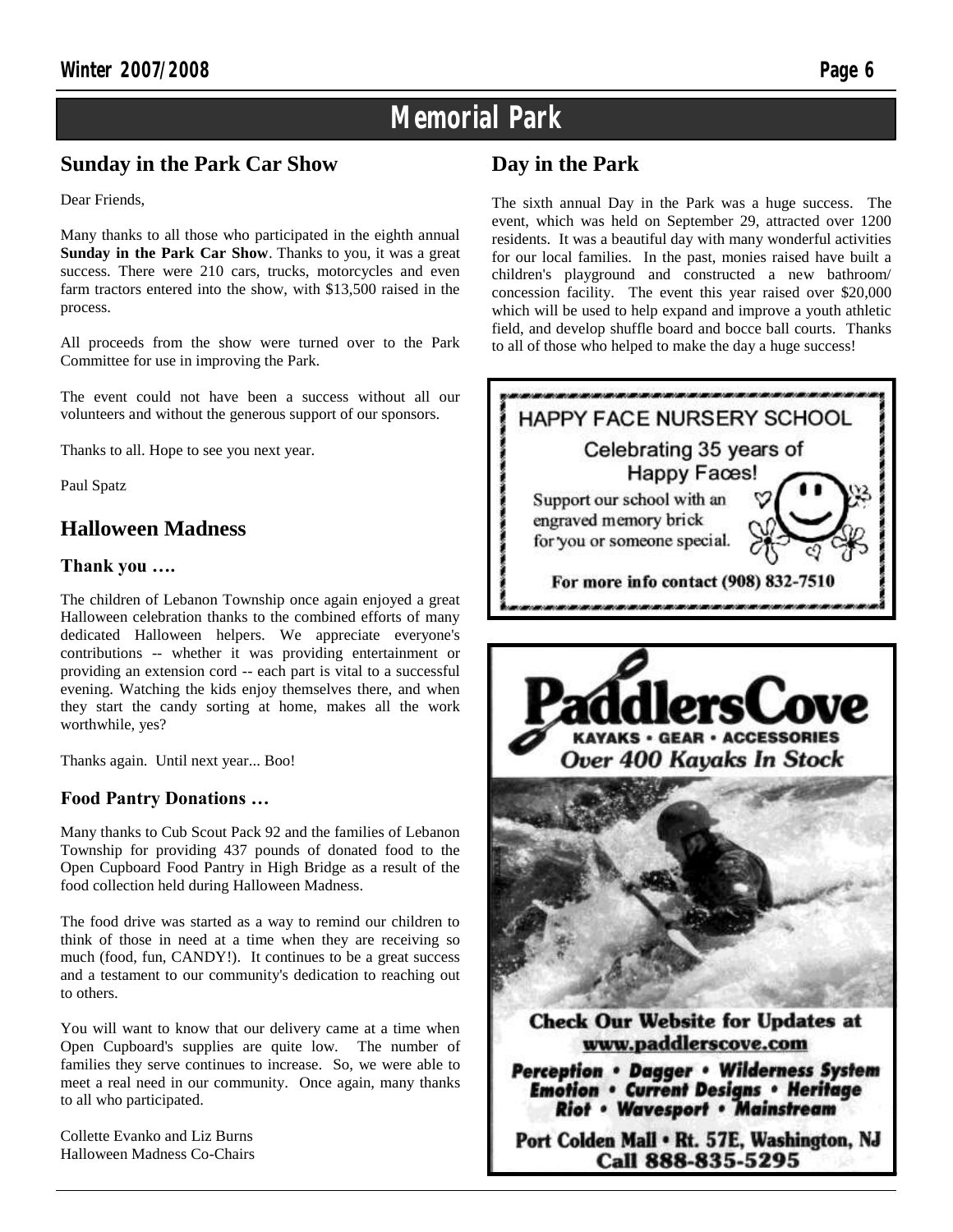# Memorial Park

## Sunday in the Park Car Show

Dear Friends,

Many thanks to all those who participated in the eighth annual **Sunday in the Park Car Show**. Thanks to you, it was a great success. There were 210 cars, trucks, motorcycles and even farm tractors entered into the show, with $13,500 raised in the process.

All proceeds from the show were turned over to the Park Committee for use in improving the Park.

The event could not have been a success without all our volunteers and without the generous support of our sponsors.

Thanks to all. Hope to see you next year.

Paul Spatz

## Halloween Madness

### Thank you ….

The children of Lebanon Township once again enjoyed a great Halloween celebration thanks to the combined efforts of many dedicated Halloween helpers. We appreciate everyone's contributions -- whether it was providing entertainment or providing an extension cord -- each part is vital to a successful evening. Watching the kids enjoy themselves there, and when they start the candy sorting at home, makes all the work worthwhile, yes?

Thanks again. Until next year... Boo!

### Food Pantry Donations …

Many thanks to Cub Scout Pack 92 and the families of Lebanon Township for providing 437 pounds of donated food to the Open Cupboard Food Pantry in High Bridge as a result of the food collection held during Halloween Madness.

The food drive was started as a way to remind our children to think of those in need at a time when they are receiving so much (food, fun, CANDY!). It continues to be a great success and a testament to our community's dedication to reaching out to others.

You will want to know that our delivery came at a time when Open Cupboard's supplies are quite low. The number of families they serve continues to increase. So, we were able to meet a real need in our community. Once again, many thanks to all who participated.

Collette Evanko and Liz Burns
Halloween Madness Co-Chairs

## Day in the Park

The sixth annual Day in the Park was a huge success. The event, which was held on September 29, attracted over 1200 residents. It was a beautiful day with many wonderful activities for our local families. In the past, monies raised have built a children's playground and constructed a new bathroom/ concession facility. The event this year raised over $20,000 which will be used to help expand and improve a youth athletic field, and develop shuffle board and bocce ball courts. Thanks to all of those who helped to make the day a huge success!

HAPPY FACE NURSERY SCHOOL

Celebrating 35 years of Happy Faces!

Support our school with an engraved memory brick for you or someone special.

For more info contact (908) 832-7510

PaddlersCove

KAYAKS • GEAR • ACCESSORIES

*Over 400 Kayaks In Stock*

Check Our Website for Updates at www.paddlerscove.com

*Perception • Dagger • Wilderness System*
*Emotion • Current Designs • Heritage*
*Riot • Wavesport • Mainstream*

Port Colden Mall • Rt. 57E, Washington, NJ
Call 888-835-5295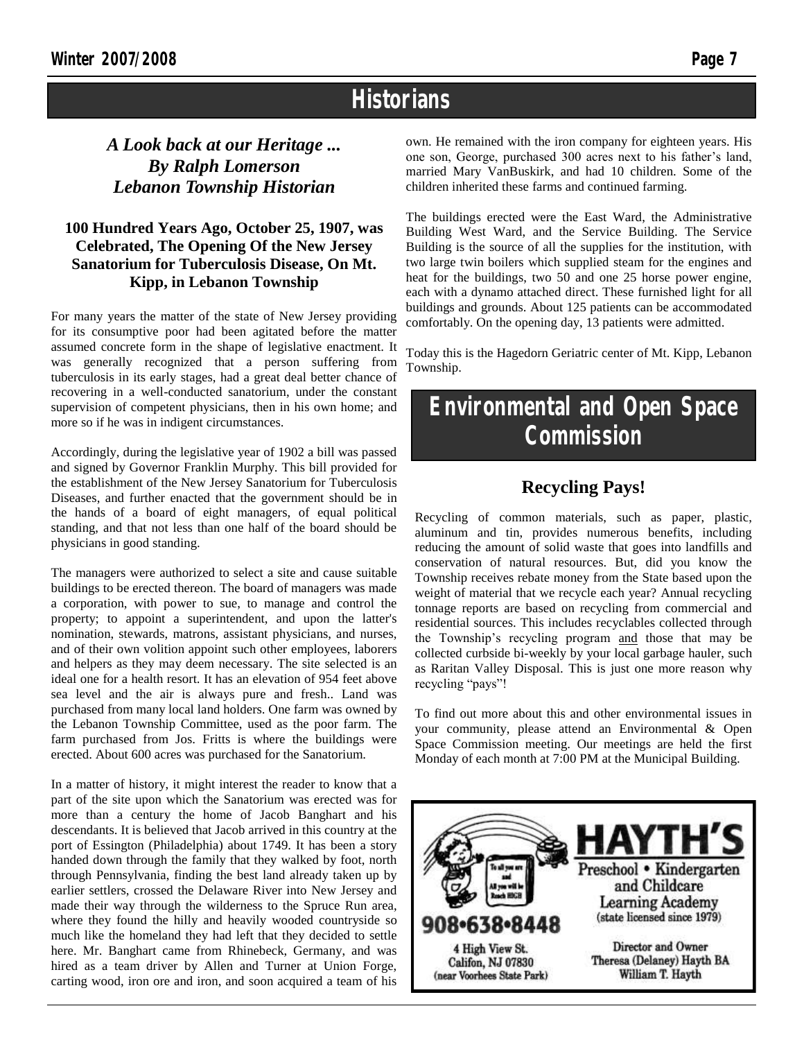# Historians

## *A Look back at our Heritage ...*
## *By Ralph Lomerson*
## *Lebanon Township Historian*

### 100 Hundred Years Ago, October 25, 1907, was Celebrated, The Opening Of the New Jersey Sanatorium for Tuberculosis Disease, On Mt. Kipp, in Lebanon Township

For many years the matter of the state of New Jersey providing for its consumptive poor had been agitated before the matter assumed concrete form in the shape of legislative enactment. It was generally recognized that a person suffering from tuberculosis in its early stages, had a great deal better chance of recovering in a well-conducted sanatorium, under the constant supervision of competent physicians, then in his own home; and more so if he was in indigent circumstances.

Accordingly, during the legislative year of 1902 a bill was passed and signed by Governor Franklin Murphy. This bill provided for the establishment of the New Jersey Sanatorium for Tuberculosis Diseases, and further enacted that the government should be in the hands of a board of eight managers, of equal political standing, and that not less than one half of the board should be physicians in good standing.

The managers were authorized to select a site and cause suitable buildings to be erected thereon. The board of managers was made a corporation, with power to sue, to manage and control the property; to appoint a superintendent, and upon the latter's nomination, stewards, matrons, assistant physicians, and nurses, and of their own volition appoint such other employees, laborers and helpers as they may deem necessary. The site selected is an ideal one for a health resort. It has an elevation of 954 feet above sea level and the air is always pure and fresh.. Land was purchased from many local land holders. One farm was owned by the Lebanon Township Committee, used as the poor farm. The farm purchased from Jos. Fritts is where the buildings were erected. About 600 acres was purchased for the Sanatorium.

In a matter of history, it might interest the reader to know that a part of the site upon which the Sanatorium was erected was for more than a century the home of Jacob Banghart and his descendants. It is believed that Jacob arrived in this country at the port of Essington (Philadelphia) about 1749. It has been a story handed down through the family that they walked by foot, north through Pennsylvania, finding the best land already taken up by earlier settlers, crossed the Delaware River into New Jersey and made their way through the wilderness to the Spruce Run area, where they found the hilly and heavily wooded countryside so much like the homeland they had left that they decided to settle here. Mr. Banghart came from Rhinebeck, Germany, and was hired as a team driver by Allen and Turner at Union Forge, carting wood, iron ore and iron, and soon acquired a team of his own. He remained with the iron company for eighteen years. His one son, George, purchased 300 acres next to his father's land, married Mary VanBuskirk, and had 10 children. Some of the children inherited these farms and continued farming.

The buildings erected were the East Ward, the Administrative Building West Ward, and the Service Building. The Service Building is the source of all the supplies for the institution, with two large twin boilers which supplied steam for the engines and heat for the buildings, two 50 and one 25 horse power engine, each with a dynamo attached direct. These furnished light for all buildings and grounds. About 125 patients can be accommodated comfortably. On the opening day, 13 patients were admitted.

Today this is the Hagedorn Geriatric center of Mt. Kipp, Lebanon Township.

# Environmental and Open Space Commission

## Recycling Pays!

Recycling of common materials, such as paper, plastic, aluminum and tin, provides numerous benefits, including reducing the amount of solid waste that goes into landfills and conservation of natural resources. But, did you know the Township receives rebate money from the State based upon the weight of material that we recycle each year? Annual recycling tonnage reports are based on recycling from commercial and residential sources. This includes recyclables collected through the Township's recycling program and those that may be collected curbside bi-weekly by your local garbage hauler, such as Raritan Valley Disposal. This is just one more reason why recycling "pays"!

To find out more about this and other environmental issues in your community, please attend an Environmental & Open Space Commission meeting. Our meetings are held the first Monday of each month at 7:00 PM at the Municipal Building.

**HAYTH'S**
Preschool • Kindergarten and Childcare Learning Academy
(state licensed since 1979)

To all you are and All you will be Reach HIGH

908•638•8448

4 High View St.
Califon, NJ 07830
(near Voorhees State Park)

Director and Owner
Theresa (Delaney) Hayth BA
William T. Hayth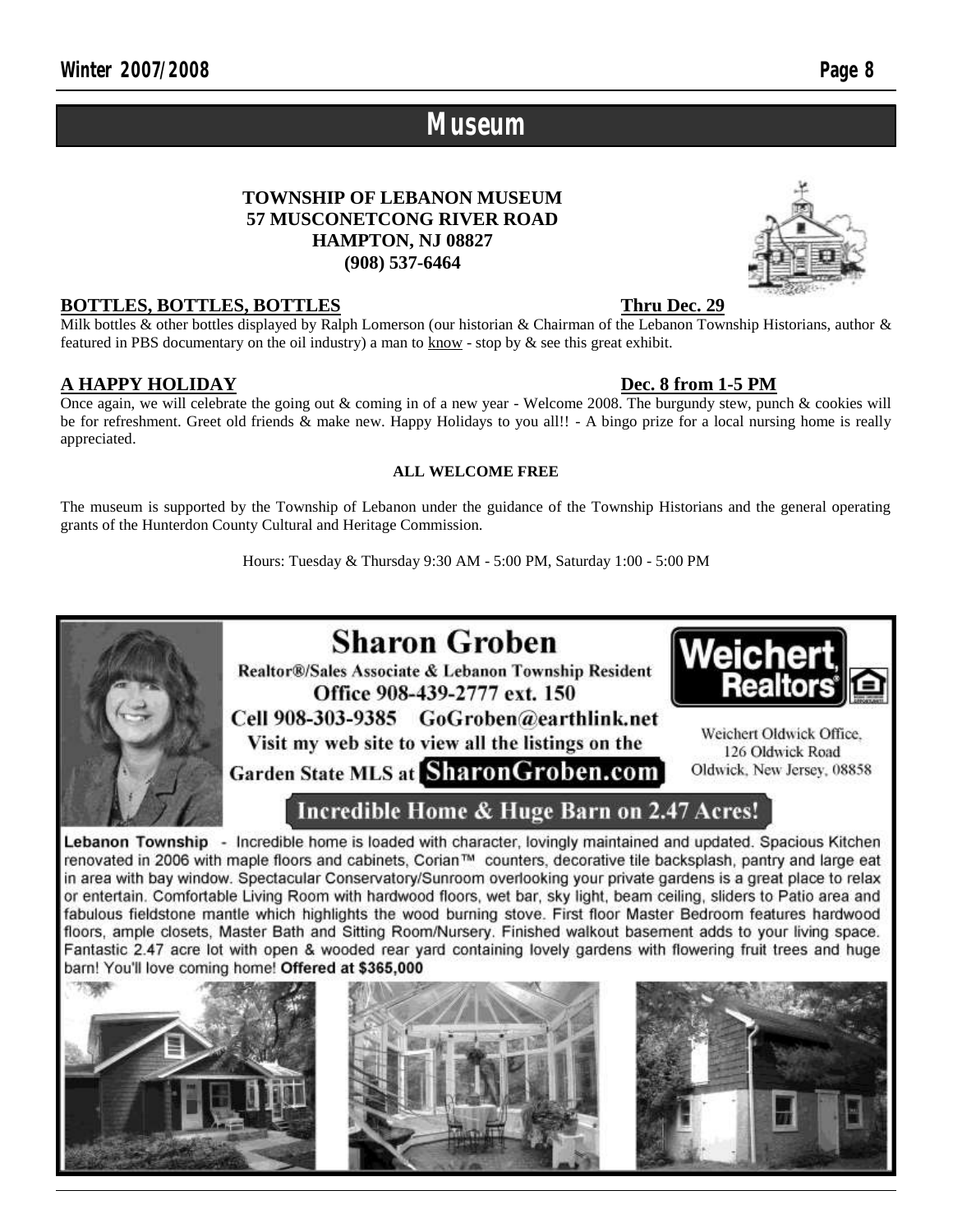# Museum

**TOWNSHIP OF LEBANON MUSEUM**
**57 MUSCONETCONG RIVER ROAD**
**HAMPTON, NJ 08827**
**(908) 537-6464**

## BOTTLES, BOTTLES, BOTTLES — Thru Dec. 29

Milk bottles & other bottles displayed by Ralph Lomerson (our historian & Chairman of the Lebanon Township Historians, author & featured in PBS documentary on the oil industry) a man to know - stop by & see this great exhibit.

## A HAPPY HOLIDAY — Dec. 8 from 1-5 PM

Once again, we will celebrate the going out & coming in of a new year - Welcome 2008. The burgundy stew, punch & cookies will be for refreshment. Greet old friends & make new. Happy Holidays to you all!! - A bingo prize for a local nursing home is really appreciated.

**ALL WELCOME FREE**

The museum is supported by the Township of Lebanon under the guidance of the Township Historians and the general operating grants of the Hunterdon County Cultural and Heritage Commission.

Hours: Tuesday & Thursday 9:30 AM - 5:00 PM, Saturday 1:00 - 5:00 PM

---

## Sharon Groben

Realtor®/Sales Associate & Lebanon Township Resident
Office 908-439-2777 ext. 150
Cell 908-303-9385 GoGroben@earthlink.net
Visit my web site to view all the listings on the Garden State MLS at **SharonGroben.com**

**Weichert, Realtors®**

Weichert Oldwick Office,
126 Oldwick Road
Oldwick, New Jersey, 08858

### Incredible Home & Huge Barn on 2.47 Acres!

**Lebanon Township** - Incredible home is loaded with character, lovingly maintained and updated. Spacious Kitchen renovated in 2006 with maple floors and cabinets, Corian™ counters, decorative tile backsplash, pantry and large eat in area with bay window. Spectacular Conservatory/Sunroom overlooking your private gardens is a great place to relax or entertain. Comfortable Living Room with hardwood floors, wet bar, sky light, beam ceiling, sliders to Patio area and fabulous fieldstone mantle which highlights the wood burning stove. First floor Master Bedroom features hardwood floors, ample closets, Master Bath and Sitting Room/Nursery. Finished walkout basement adds to your living space. Fantastic 2.47 acre lot with open & wooded rear yard containing lovely gardens with flowering fruit trees and huge barn! You'll love coming home! **Offered at $365,000**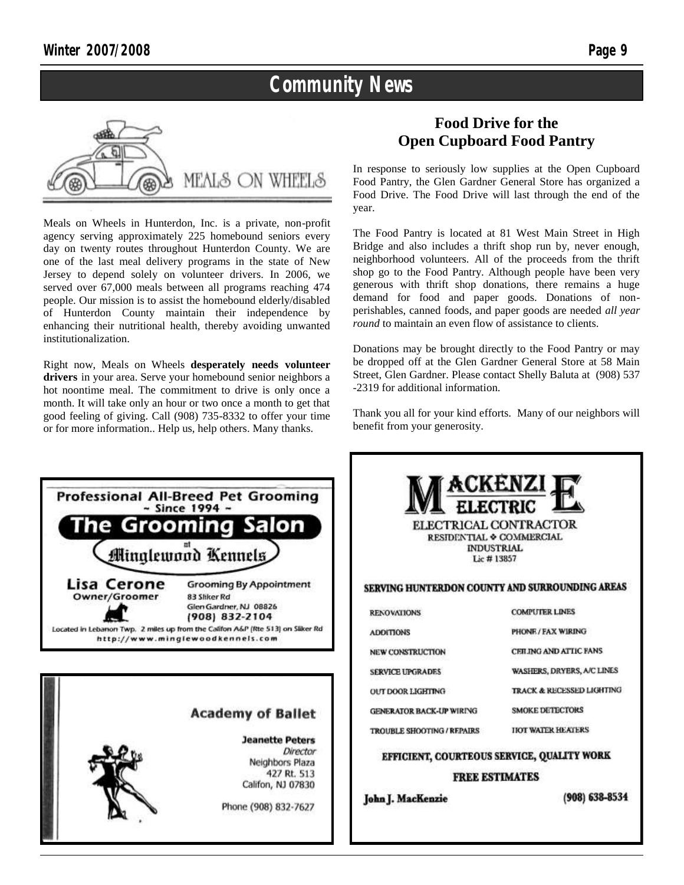# Community News

## MEALS ON WHEELS

Meals on Wheels in Hunterdon, Inc. is a private, non-profit agency serving approximately 225 homebound seniors every day on twenty routes throughout Hunterdon County. We are one of the last meal delivery programs in the state of New Jersey to depend solely on volunteer drivers. In 2006, we served over 67,000 meals between all programs reaching 474 people. Our mission is to assist the homebound elderly/disabled of Hunterdon County maintain their independence by enhancing their nutritional health, thereby avoiding unwanted institutionalization.

Right now, Meals on Wheels **desperately needs volunteer drivers** in your area. Serve your homebound senior neighbors a hot noontime meal. The commitment to drive is only once a month. It will take only an hour or two once a month to get that good feeling of giving. Call (908) 735-8332 to offer your time or for more information.. Help us, help others. Many thanks.

## Food Drive for the Open Cupboard Food Pantry

In response to seriously low supplies at the Open Cupboard Food Pantry, the Glen Gardner General Store has organized a Food Drive. The Food Drive will last through the end of the year.

The Food Pantry is located at 81 West Main Street in High Bridge and also includes a thrift shop run by, never enough, neighborhood volunteers. All of the proceeds from the thrift shop go to the Food Pantry. Although people have been very generous with thrift shop donations, there remains a huge demand for food and paper goods. Donations of non-perishables, canned foods, and paper goods are needed *all year round* to maintain an even flow of assistance to clients.

Donations may be brought directly to the Food Pantry or may be dropped off at the Glen Gardner General Store at 58 Main Street, Glen Gardner. Please contact Shelly Baluta at (908) 537-2319 for additional information.

Thank you all for your kind efforts. Many of our neighbors will benefit from your generosity.

---

**Professional All-Breed Pet Grooming**
~ Since 1994 ~

**The Grooming Salon** at Minglewood Kennels

**Lisa Cerone**
Owner/Groomer

Grooming By Appointment
83 Sliker Rd
Glen Gardner, NJ 08826
(908) 832-2104

Located in Lebanon Twp. 2 miles up from the Califon A&P (Rte 513) on Sliker Rd
http://www.minglewoodkennels.com

---

**Academy of Ballet**

**Jeanette Peters**
*Director*
Neighbors Plaza
427 Rt. 513
Califon, NJ 07830

Phone (908) 832-7627

---

**MACKENZIE ELECTRIC**

ELECTRICAL CONTRACTOR
RESIDENTIAL ❖ COMMERCIAL
INDUSTRIAL
Lic # 13857

**SERVING HUNTERDON COUNTY AND SURROUNDING AREAS**

| | |
|---|---|
| RENOVATIONS | COMPUTER LINES |
| ADDITIONS | PHONE / FAX WIRING |
| NEW CONSTRUCTION | CEILING AND ATTIC FANS |
| SERVICE UPGRADES | WASHERS, DRYERS, A/C LINES |
| OUT DOOR LIGHTING | TRACK & RECESSED LIGHTING |
| GENERATOR BACK-UP WIRING | SMOKE DETECTORS |
| TROUBLE SHOOTING / REPAIRS | HOT WATER HEATERS |

**EFFICIENT, COURTEOUS SERVICE, QUALITY WORK**

**FREE ESTIMATES**

**John J. MacKenzie** (908) 638-8534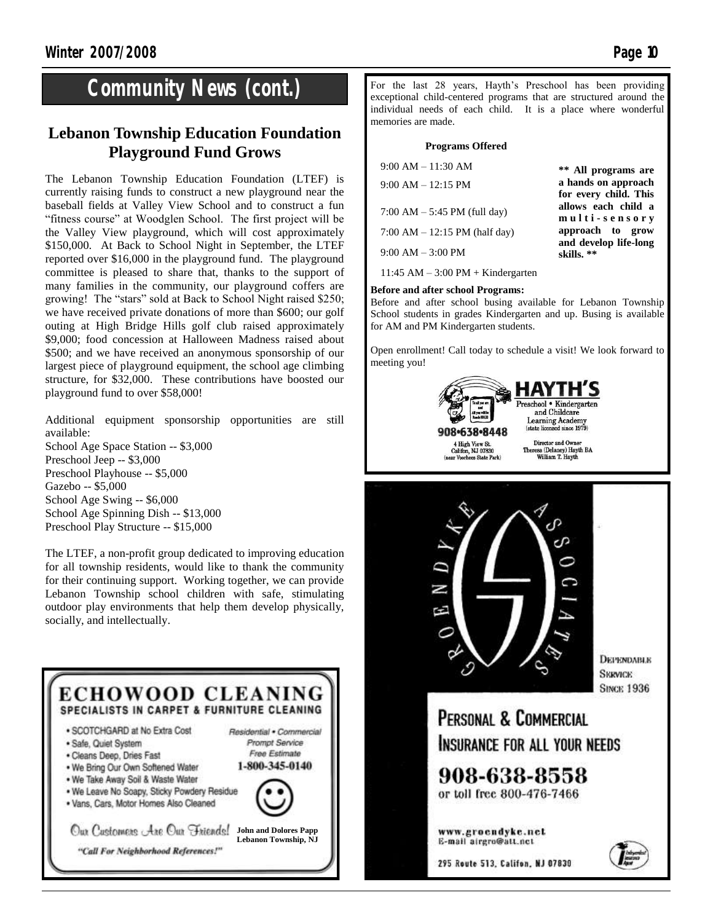# Community News (cont.)

## Lebanon Township Education Foundation Playground Fund Grows

The Lebanon Township Education Foundation (LTEF) is currently raising funds to construct a new playground near the baseball fields at Valley View School and to construct a fun "fitness course" at Woodglen School. The first project will be the Valley View playground, which will cost approximately $150,000. At Back to School Night in September, the LTEF reported over $16,000 in the playground fund. The playground committee is pleased to share that, thanks to the support of many families in the community, our playground coffers are growing! The "stars" sold at Back to School Night raised $250; we have received private donations of more than $600; our golf outing at High Bridge Hills golf club raised approximately $9,000; food concession at Halloween Madness raised about $500; and we have received an anonymous sponsorship of our largest piece of playground equipment, the school age climbing structure, for $32,000. These contributions have boosted our playground fund to over $58,000!

Additional equipment sponsorship opportunities are still available:
School Age Space Station -- $3,000
Preschool Jeep -- $3,000
Preschool Playhouse -- $5,000
Gazebo -- $5,000
School Age Swing -- $6,000
School Age Spinning Dish -- $13,000
Preschool Play Structure -- $15,000

The LTEF, a non-profit group dedicated to improving education for all township residents, would like to thank the community for their continuing support. Working together, we can provide Lebanon Township school children with safe, stimulating outdoor play environments that help them develop physically, socially, and intellectually.

**ECHOWOOD CLEANING**
**SPECIALISTS IN CARPET & FURNITURE CLEANING**

- SCOTCHGARD at No Extra Cost
- Safe, Quiet System
- Cleans Deep, Dries Fast
- We Bring Our Own Softened Water
- We Take Away Soil & Waste Water
- We Leave No Soapy, Sticky Powdery Residue
- Vans, Cars, Motor Homes Also Cleaned

*Residential • Commercial*
*Prompt Service*
*Free Estimate*
**1-800-345-0140**

Our Customers Are Our Friends!

**John and Dolores Papp**
**Lebanon Township, NJ**

*"Call For Neighborhood References!"*

For the last 28 years, Hayth's Preschool has been providing exceptional child-centered programs that are structured around the individual needs of each child. It is a place where wonderful memories are made.

**Programs Offered**

9:00 AM – 11:30 AM
9:00 AM – 12:15 PM
7:00 AM – 5:45 PM (full day)
7:00 AM – 12:15 PM (half day)
9:00 AM – 3:00 PM
11:45 AM – 3:00 PM + Kindergarten

**\*\* All programs are a hands on approach for every child. This allows each child a multi-sensory approach to grow and develop life-long skills. \*\***

**Before and after school Programs:**
Before and after school busing available for Lebanon Township School students in grades Kindergarten and up. Busing is available for AM and PM Kindergarten students.

Open enrollment! Call today to schedule a visit! We look forward to meeting you!

**HAYTH'S**
Preschool • Kindergarten and Childcare
Learning Academy
(state licensed since 1979)

**908•638•8448**
4 High View St.
Califon, NJ 07830
(near Voorhees State Park)

Director and Owner
Theresa (Delaney) Hayth BA
William T. Hayth

**GROENDYKE ASSOCIATES**

DEPENDABLE SERVICE SINCE 1936

**PERSONAL & COMMERCIAL INSURANCE FOR ALL YOUR NEEDS**

**908-638-8558**
or toll free 800-476-7466

www.groendyke.net
E-mail airgro@att.net

295 Route 513, Califon, NJ 07830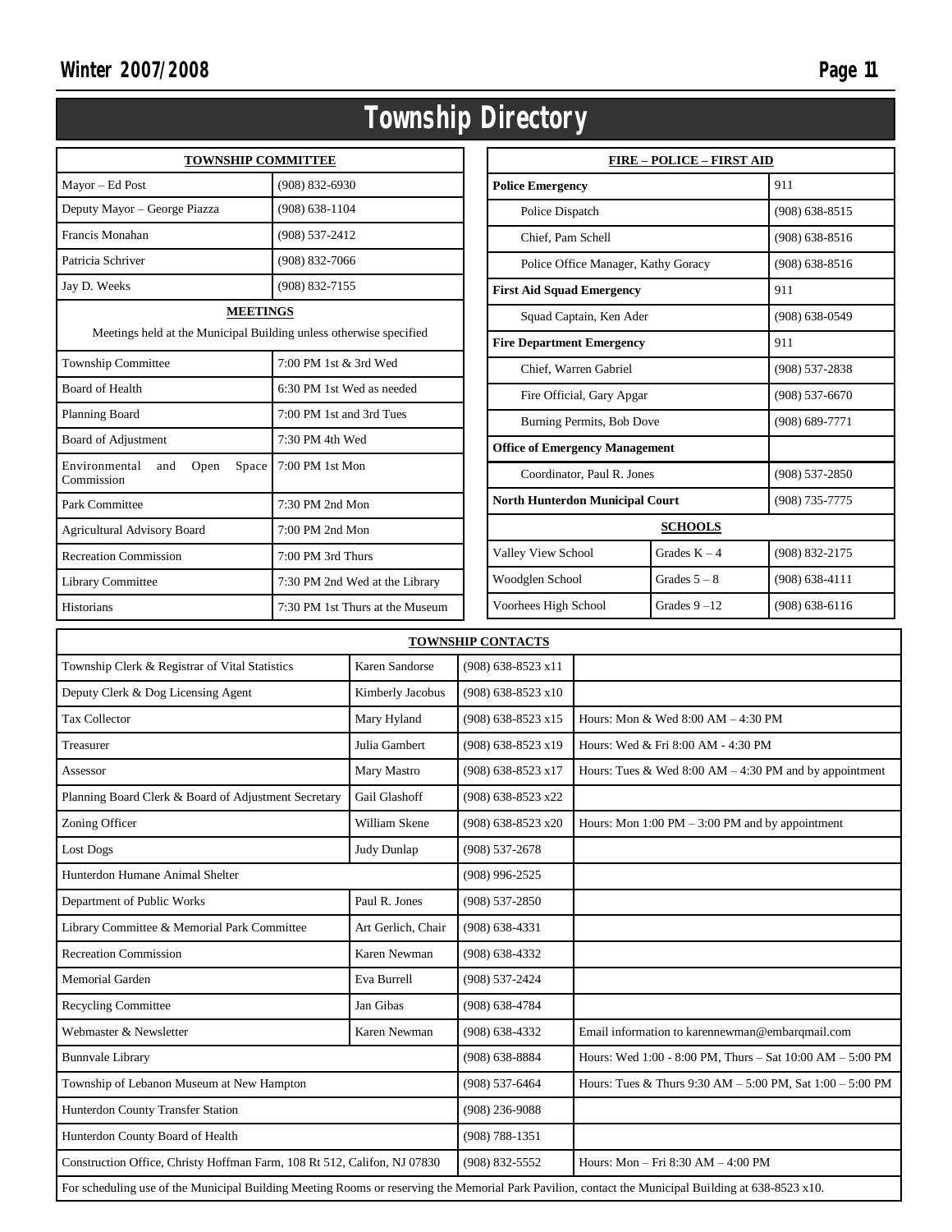# Township Directory

| TOWNSHIP COMMITTEE | |
|---|---|
| Mayor – Ed Post | (908) 832-6930 |
| Deputy Mayor – George Piazza | (908) 638-1104 |
| Francis Monahan | (908) 537-2412 |
| Patricia Schriver | (908) 832-7066 |
| Jay D. Weeks | (908) 832-7155 |

| MEETINGS | |
|---|---|
| Meetings held at the Municipal Building unless otherwise specified | |
| Township Committee | 7:00 PM 1st & 3rd Wed |
| Board of Health | 6:30 PM 1st Wed as needed |
| Planning Board | 7:00 PM 1st and 3rd Tues |
| Board of Adjustment | 7:30 PM 4th Wed |
| Environmental and Open Space Commission | 7:00 PM 1st Mon |
| Park Committee | 7:30 PM 2nd Mon |
| Agricultural Advisory Board | 7:00 PM 2nd Mon |
| Recreation Commission | 7:00 PM 3rd Thurs |
| Library Committee | 7:30 PM 2nd Wed at the Library |
| Historians | 7:30 PM 1st Thurs at the Museum |

| FIRE – POLICE – FIRST AID | |
|---|---|
| **Police Emergency** | 911 |
| Police Dispatch | (908) 638-8515 |
| Chief, Pam Schell | (908) 638-8516 |
| Police Office Manager, Kathy Goracy | (908) 638-8516 |
| **First Aid Squad Emergency** | 911 |
| Squad Captain, Ken Ader | (908) 638-0549 |
| **Fire Department Emergency** | 911 |
| Chief, Warren Gabriel | (908) 537-2838 |
| Fire Official, Gary Apgar | (908) 537-6670 |
| Burning Permits, Bob Dove | (908) 689-7771 |
| **Office of Emergency Management** | |
| Coordinator, Paul R. Jones | (908) 537-2850 |
| **North Hunterdon Municipal Court** | (908) 735-7775 |

| SCHOOLS | | |
|---|---|---|
| Valley View School | Grades K – 4 | (908) 832-2175 |
| Woodglen School | Grades 5 – 8 | (908) 638-4111 |
| Voorhees High School | Grades 9 –12 | (908) 638-6116 |

| TOWNSHIP CONTACTS | | | |
|---|---|---|---|
| Township Clerk & Registrar of Vital Statistics | Karen Sandorse | (908) 638-8523 x11 | |
| Deputy Clerk & Dog Licensing Agent | Kimberly Jacobus | (908) 638-8523 x10 | |
| Tax Collector | Mary Hyland | (908) 638-8523 x15 | Hours: Mon & Wed 8:00 AM – 4:30 PM |
| Treasurer | Julia Gambert | (908) 638-8523 x19 | Hours: Wed & Fri 8:00 AM - 4:30 PM |
| Assessor | Mary Mastro | (908) 638-8523 x17 | Hours: Tues & Wed 8:00 AM – 4:30 PM and by appointment |
| Planning Board Clerk & Board of Adjustment Secretary | Gail Glashoff | (908) 638-8523 x22 | |
| Zoning Officer | William Skene | (908) 638-8523 x20 | Hours: Mon 1:00 PM – 3:00 PM and by appointment |
| Lost Dogs | Judy Dunlap | (908) 537-2678 | |
| Hunterdon Humane Animal Shelter | | (908) 996-2525 | |
| Department of Public Works | Paul R. Jones | (908) 537-2850 | |
| Library Committee & Memorial Park Committee | Art Gerlich, Chair | (908) 638-4331 | |
| Recreation Commission | Karen Newman | (908) 638-4332 | |
| Memorial Garden | Eva Burrell | (908) 537-2424 | |
| Recycling Committee | Jan Gibas | (908) 638-4784 | |
| Webmaster & Newsletter | Karen Newman | (908) 638-4332 | Email information to karennewman@embarqmail.com |
| Bunnvale Library | | (908) 638-8884 | Hours: Wed 1:00 - 8:00 PM, Thurs – Sat 10:00 AM – 5:00 PM |
| Township of Lebanon Museum at New Hampton | | (908) 537-6464 | Hours: Tues & Thurs 9:30 AM – 5:00 PM, Sat 1:00 – 5:00 PM |
| Hunterdon County Transfer Station | | (908) 236-9088 | |
| Hunterdon County Board of Health | | (908) 788-1351 | |
| Construction Office, Christy Hoffman Farm, 108 Rt 512, Califon, NJ 07830 | | (908) 832-5552 | Hours: Mon – Fri 8:30 AM – 4:00 PM |

For scheduling use of the Municipal Building Meeting Rooms or reserving the Memorial Park Pavilion, contact the Municipal Building at 638-8523 x10.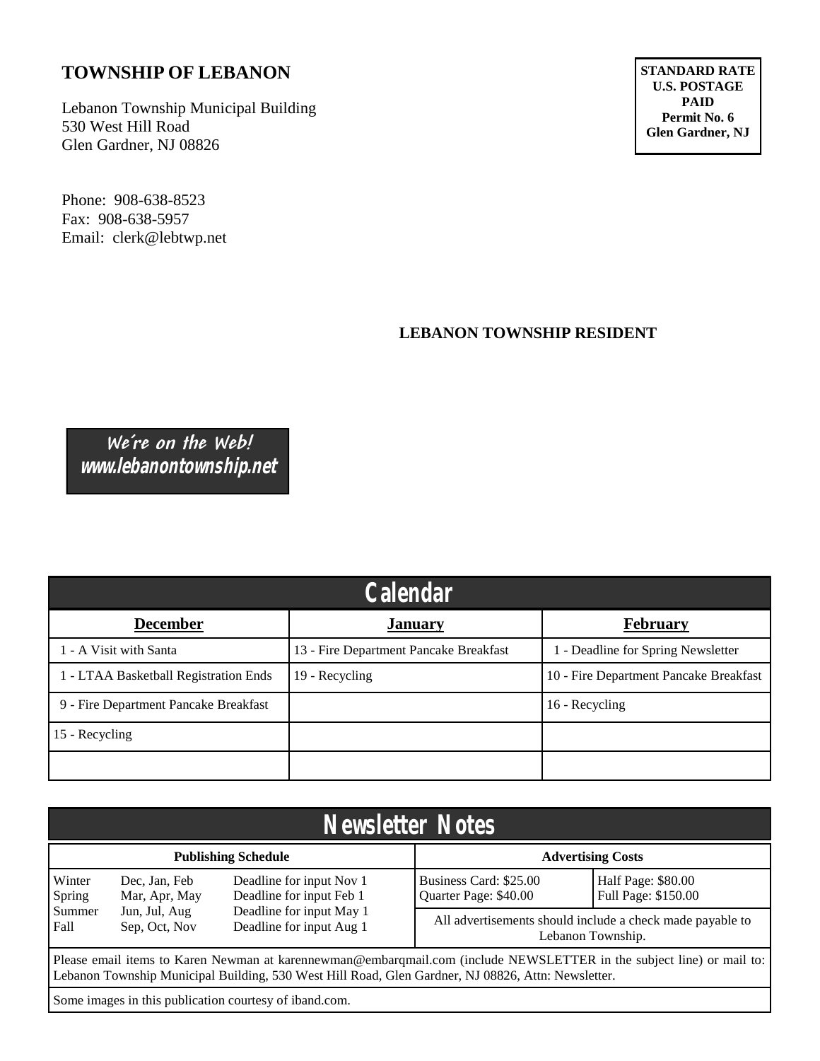**TOWNSHIP OF LEBANON**

Lebanon Township Municipal Building
530 West Hill Road
Glen Gardner, NJ 08826

Phone: 908-638-8523
Fax: 908-638-5957
Email: clerk@lebtwp.net

**STANDARD RATE**
**U.S. POSTAGE**
**PAID**
**Permit No. 6**
**Glen Gardner, NJ**

**LEBANON TOWNSHIP RESIDENT**

*We're on the Web!*
**www.lebanontownship.net**

## Calendar

| December | January | February |
|---|---|---|
| 1 - A Visit with Santa | 13 - Fire Department Pancake Breakfast | 1 - Deadline for Spring Newsletter |
| 1 - LTAA Basketball Registration Ends | 19 - Recycling | 10 - Fire Department Pancake Breakfast |
| 9 - Fire Department Pancake Breakfast | | 16 - Recycling |
| 15 - Recycling | | |
| | | |

## Newsletter Notes

**Publishing Schedule**

| | | |
|---|---|---|
| Winter | Dec, Jan, Feb | Deadline for input Nov 1 |
| Spring | Mar, Apr, May | Deadline for input Feb 1 |
| Summer | Jun, Jul, Aug | Deadline for input May 1 |
| Fall | Sep, Oct, Nov | Deadline for input Aug 1 |

**Advertising Costs**

| | |
|---|---|
| Business Card: $25.00 | Half Page: $80.00 |
| Quarter Page: $40.00 | Full Page: $150.00 |

All advertisements should include a check made payable to Lebanon Township.

Please email items to Karen Newman at karennewman@embarqmail.com (include NEWSLETTER in the subject line) or mail to: Lebanon Township Municipal Building, 530 West Hill Road, Glen Gardner, NJ 08826, Attn: Newsletter.

Some images in this publication courtesy of iband.com.